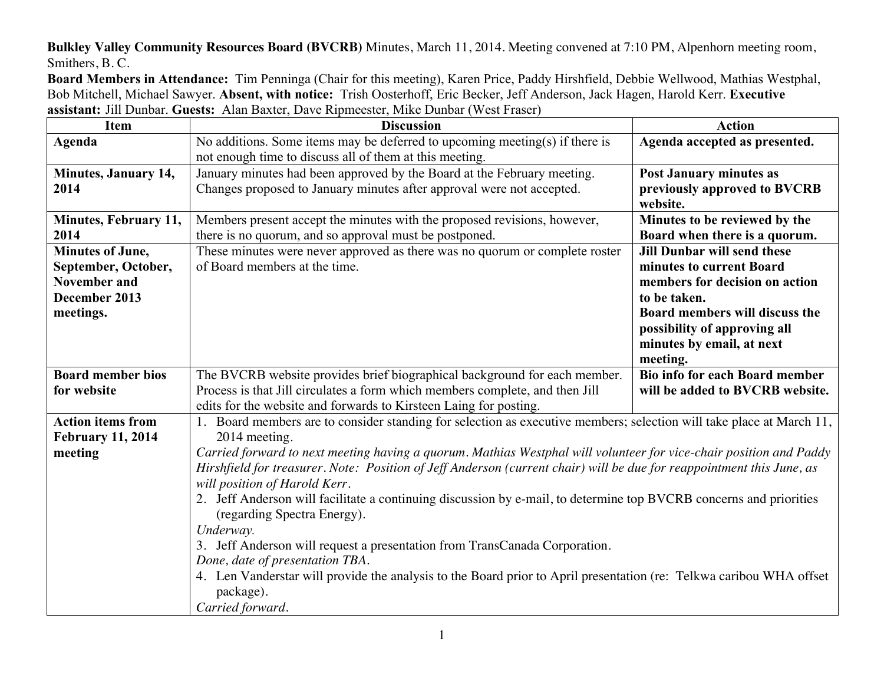**Bulkley Valley Community Resources Board (BVCRB)** Minutes, March 11, 2014. Meeting convened at 7:10 PM, Alpenhorn meeting room, Smithers, B. C.

**Board Members in Attendance:** Tim Penninga (Chair for this meeting), Karen Price, Paddy Hirshfield, Debbie Wellwood, Mathias Westphal, Bob Mitchell, Michael Sawyer. **Absent, with notice:** Trish Oosterhoff, Eric Becker, Jeff Anderson, Jack Hagen, Harold Kerr. **Executive assistant:** Jill Dunbar. **Guests:** Alan Baxter, Dave Ripmeester, Mike Dunbar (West Fraser)

| Item | Discussion | Action |
|---|---|---|
| **Agenda** | No additions. Some items may be deferred to upcoming meeting(s) if there is not enough time to discuss all of them at this meeting. | **Agenda accepted as presented.** |
| **Minutes, January 14, 2014** | January minutes had been approved by the Board at the February meeting. Changes proposed to January minutes after approval were not accepted. | **Post January minutes as previously approved to BVCRB website.** |
| **Minutes, February 11, 2014** | Members present accept the minutes with the proposed revisions, however, there is no quorum, and so approval must be postponed. | **Minutes to be reviewed by the Board when there is a quorum.** |
| **Minutes of June, September, October, November and December 2013 meetings.** | These minutes were never approved as there was no quorum or complete roster of Board members at the time. | **Jill Dunbar will send these minutes to current Board members for decision on action to be taken.** **Board members will discuss the possibility of approving all minutes by email, at next meeting.** |
| **Board member bios for website** | The BVCRB website provides brief biographical background for each member. Process is that Jill circulates a form which members complete, and then Jill edits for the website and forwards to Kirsteen Laing for posting. | **Bio info for each Board member will be added to BVCRB website.** |
| **Action items from February 11, 2014 meeting** | 1. Board members are to consider standing for selection as executive members; selection will take place at March 11, 2014 meeting.<br>*Carried forward to next meeting having a quorum. Mathias Westphal will volunteer for vice-chair position and Paddy Hirshfield for treasurer. Note: Position of Jeff Anderson (current chair) will be due for reappointment this June, as will position of Harold Kerr.*<br>2. Jeff Anderson will facilitate a continuing discussion by e-mail, to determine top BVCRB concerns and priorities (regarding Spectra Energy).<br>*Underway.*<br>3. Jeff Anderson will request a presentation from TransCanada Corporation.<br>*Done, date of presentation TBA.*<br>4. Len Vanderstar will provide the analysis to the Board prior to April presentation (re: Telkwa caribou WHA offset package).<br>*Carried forward.* | |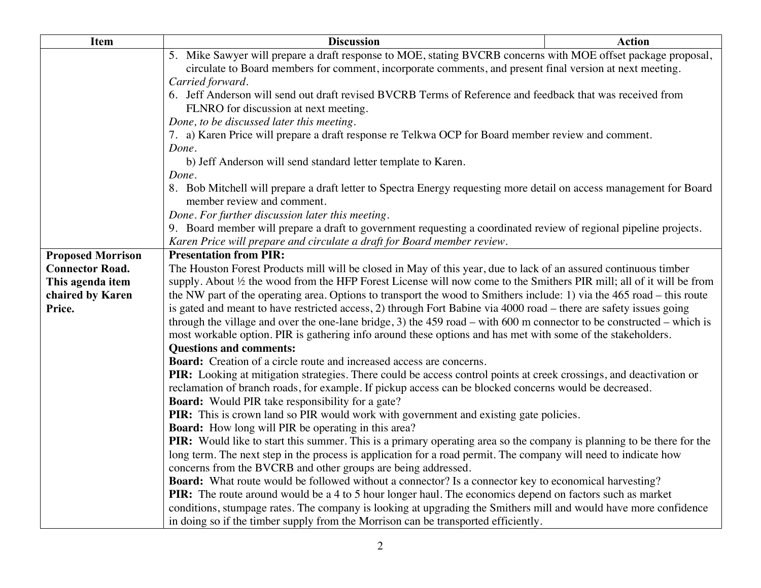| Item | Discussion | Action |
|---|---|---|
| | 5. Mike Sawyer will prepare a draft response to MOE, stating BVCRB concerns with MOE offset package proposal, circulate to Board members for comment, incorporate comments, and present final version at next meeting.<br>*Carried forward.*<br>6. Jeff Anderson will send out draft revised BVCRB Terms of Reference and feedback that was received from FLNRO for discussion at next meeting.<br>*Done, to be discussed later this meeting.*<br>7. a) Karen Price will prepare a draft response re Telkwa OCP for Board member review and comment.<br>*Done.*<br>b) Jeff Anderson will send standard letter template to Karen.<br>*Done.*<br>8. Bob Mitchell will prepare a draft letter to Spectra Energy requesting more detail on access management for Board member review and comment.<br>*Done. For further discussion later this meeting.*<br>9. Board member will prepare a draft to government requesting a coordinated review of regional pipeline projects.<br>*Karen Price will prepare and circulate a draft for Board member review.* | |
| **Proposed Morrison Connector Road. This agenda item chaired by Karen Price.** | **Presentation from PIR:**<br>The Houston Forest Products mill will be closed in May of this year, due to lack of an assured continuous timber supply. About ½ the wood from the HFP Forest License will now come to the Smithers PIR mill; all of it will be from the NW part of the operating area. Options to transport the wood to Smithers include: 1) via the 465 road – this route is gated and meant to have restricted access, 2) through Fort Babine via 4000 road – there are safety issues going through the village and over the one-lane bridge, 3) the 459 road – with 600 m connector to be constructed – which is most workable option. PIR is gathering info around these options and has met with some of the stakeholders.<br>**Questions and comments:**<br>**Board:** Creation of a circle route and increased access are concerns.<br>**PIR:** Looking at mitigation strategies. There could be access control points at creek crossings, and deactivation or reclamation of branch roads, for example. If pickup access can be blocked concerns would be decreased.<br>**Board:** Would PIR take responsibility for a gate?<br>**PIR:** This is crown land so PIR would work with government and existing gate policies.<br>**Board:** How long will PIR be operating in this area?<br>**PIR:** Would like to start this summer. This is a primary operating area so the company is planning to be there for the long term. The next step in the process is application for a road permit. The company will need to indicate how concerns from the BVCRB and other groups are being addressed.<br>**Board:** What route would be followed without a connector? Is a connector key to economical harvesting?<br>**PIR:** The route around would be a 4 to 5 hour longer haul. The economics depend on factors such as market conditions, stumpage rates. The company is looking at upgrading the Smithers mill and would have more confidence in doing so if the timber supply from the Morrison can be transported efficiently. | |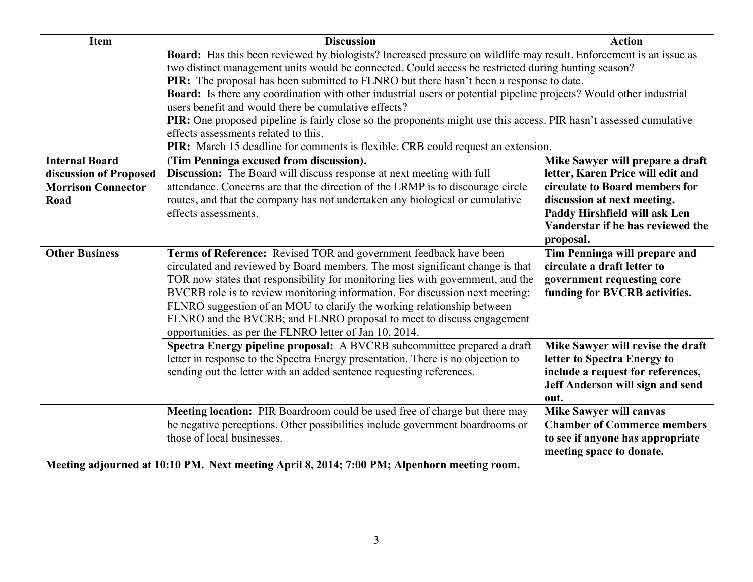| Item | Discussion | Action |
|---|---|---|
| | **Board:** Has this been reviewed by biologists? Increased pressure on wildlife may result. Enforcement is an issue as two distinct management units would be connected. Could access be restricted during hunting season?<br>**PIR:** The proposal has been submitted to FLNRO but there hasn't been a response to date.<br>**Board:** Is there any coordination with other industrial users or potential pipeline projects? Would other industrial users benefit and would there be cumulative effects?<br>**PIR:** One proposed pipeline is fairly close so the proponents might use this access. PIR hasn't assessed cumulative effects assessments related to this.<br>**PIR:** March 15 deadline for comments is flexible. CRB could request an extension. | |
| **Internal Board discussion of Proposed Morrison Connector Road** | **(Tim Penninga excused from discussion).**<br>**Discussion:** The Board will discuss response at next meeting with full attendance. Concerns are that the direction of the LRMP is to discourage circle routes, and that the company has not undertaken any biological or cumulative effects assessments. | **Mike Sawyer will prepare a draft letter, Karen Price will edit and circulate to Board members for discussion at next meeting. Paddy Hirshfield will ask Len Vanderstar if he has reviewed the proposal.** |
| **Other Business** | **Terms of Reference:** Revised TOR and government feedback have been circulated and reviewed by Board members. The most significant change is that TOR now states that responsibility for monitoring lies with government, and the BVCRB role is to review monitoring information. For discussion next meeting: FLNRO suggestion of an MOU to clarify the working relationship between FLNRO and the BVCRB; and FLNRO proposal to meet to discuss engagement opportunities, as per the FLNRO letter of Jan 10, 2014. | **Tim Penninga will prepare and circulate a draft letter to government requesting core funding for BVCRB activities.** |
| | **Spectra Energy pipeline proposal:** A BVCRB subcommittee prepared a draft letter in response to the Spectra Energy presentation. There is no objection to sending out the letter with an added sentence requesting references. | **Mike Sawyer will revise the draft letter to Spectra Energy to include a request for references, Jeff Anderson will sign and send out.** |
| | **Meeting location:** PIR Boardroom could be used free of charge but there may be negative perceptions. Other possibilities include government boardrooms or those of local businesses. | **Mike Sawyer will canvas Chamber of Commerce members to see if anyone has appropriate meeting space to donate.** |
| **Meeting adjourned at 10:10 PM. Next meeting April 8, 2014; 7:00 PM; Alpenhorn meeting room.** | | |